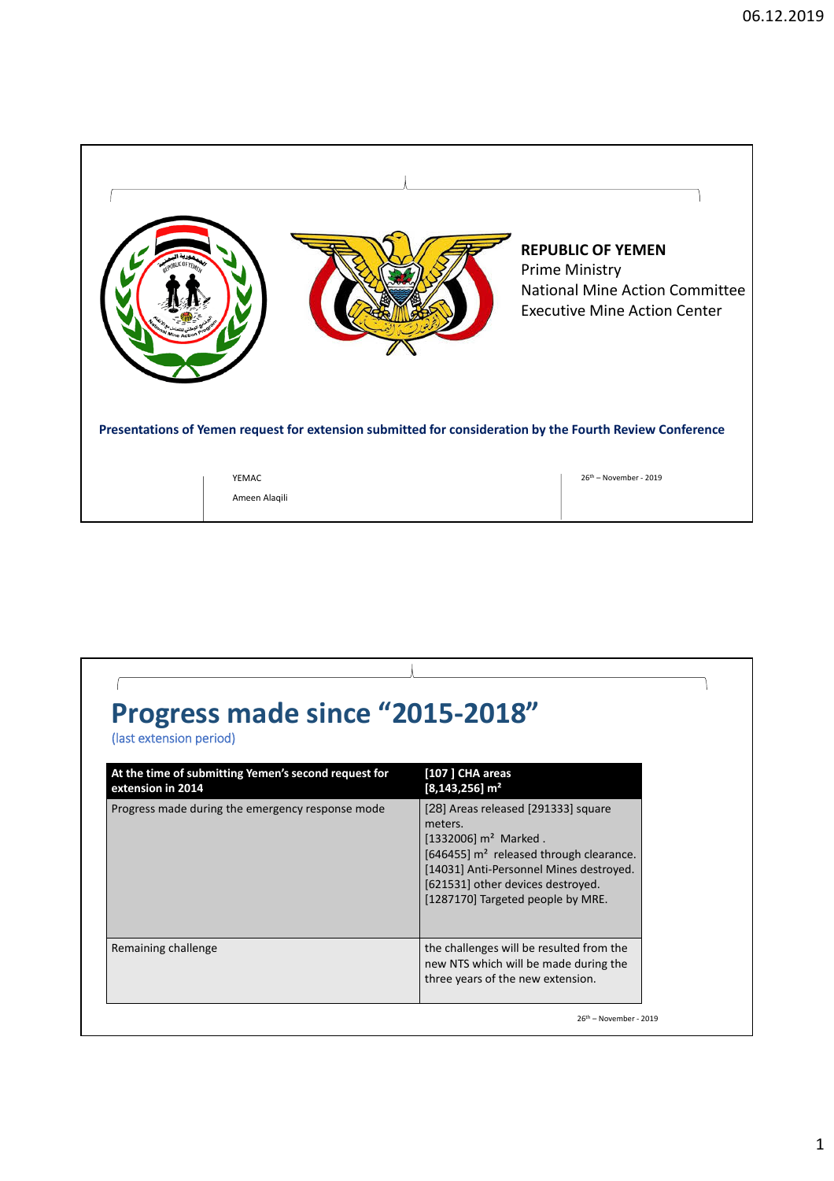**REPUBLIC OF YEMEN**
Prime Ministry
National Mine Action Committee
Executive Mine Action Center

**Presentations of Yemen request for extension submitted for consideration by the Fourth Review Conference**

YEMAC

Ameen Alaqili

26th – November - 2019

# Progress made since "2015-2018"

(last extension period)

| At the time of submitting Yemen's second request for extension in 2014 | [107 ] CHA areas [8,143,256] m² |
|---|---|
| Progress made during the emergency response mode | [28] Areas released [291333] square meters.<br>[1332006] m² Marked .<br>[646455] m² released through clearance.<br>[14031] Anti-Personnel Mines destroyed.<br>[621531] other devices destroyed.<br>[1287170] Targeted people by MRE. |
| Remaining challenge | the challenges will be resulted from the new NTS which will be made during the three years of the new extension. |

26th – November - 2019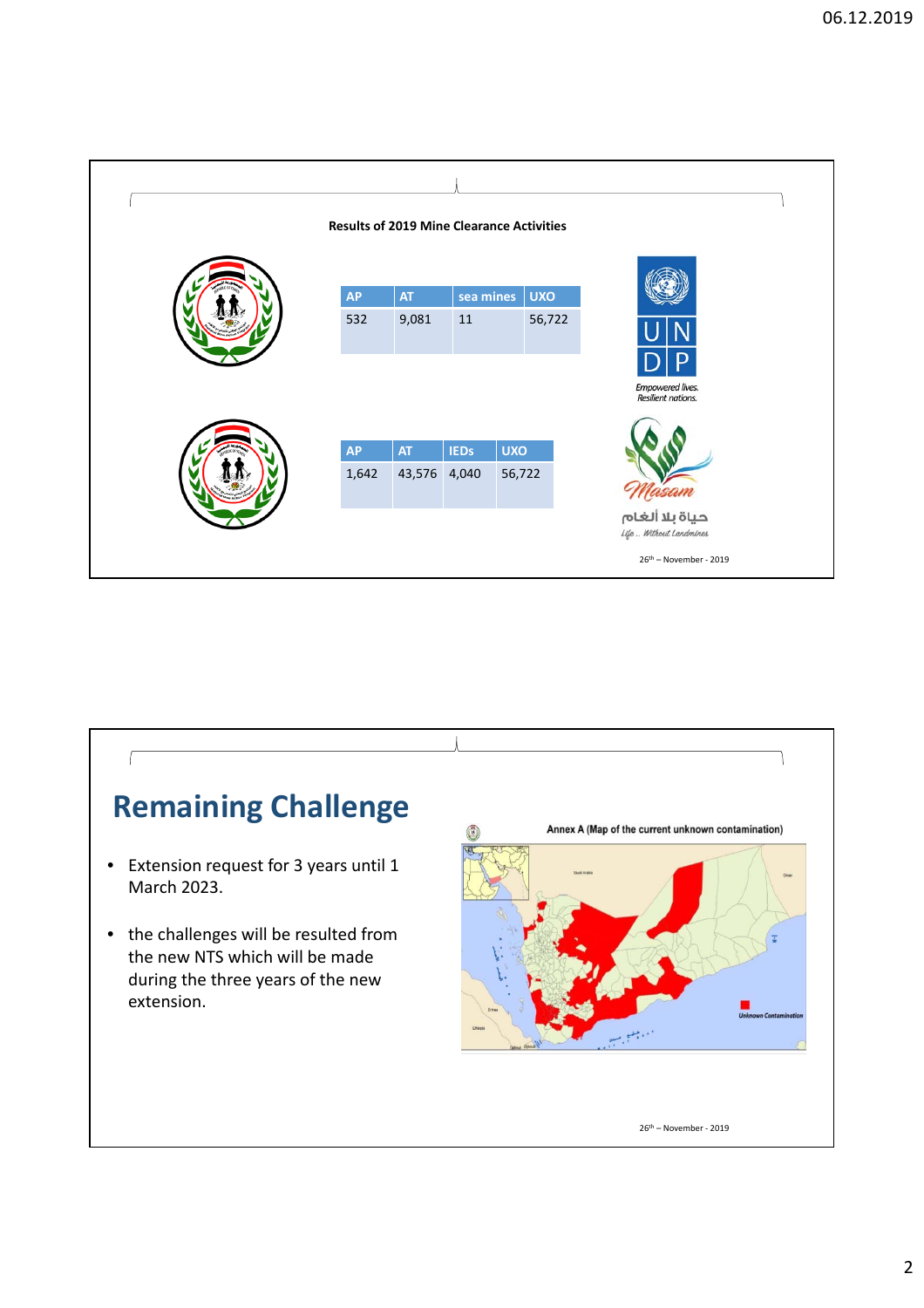**Results of 2019 Mine Clearance Activities**

| AP | AT | sea mines | UXO |
|---|---|---|---|
| 532 | 9,081 | 11 | 56,722 |

| AP | AT | IEDs | UXO |
|---|---|---|---|
| 1,642 | 43,576 | 4,040 | 56,722 |

26th – November - 2019

## Remaining Challenge

- Extension request for 3 years until 1 March 2023.
- the challenges will be resulted from the new NTS which will be made during the three years of the new extension.

Annex A (Map of the current unknown contamination)

26th – November - 2019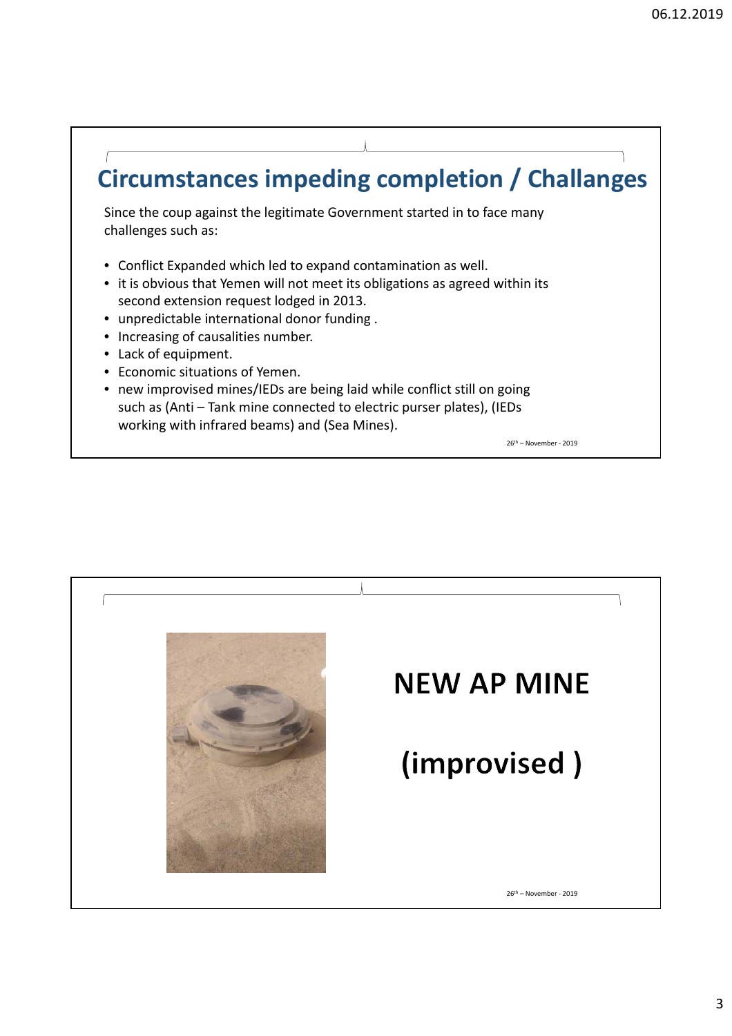## Circumstances impeding completion / Challanges

Since the coup against the legitimate Government started in to face many challenges such as:

- Conflict Expanded which led to expand contamination as well.
- it is obvious that Yemen will not meet its obligations as agreed within its second extension request lodged in 2013.
- unpredictable international donor funding .
- Increasing of causalities number.
- Lack of equipment.
- Economic situations of Yemen.
- new improvised mines/IEDs are being laid while conflict still on going such as (Anti – Tank mine connected to electric purser plates), (IEDs working with infrared beams) and (Sea Mines).

26th – November - 2019

## NEW AP MINE

## (improvised )

26th – November - 2019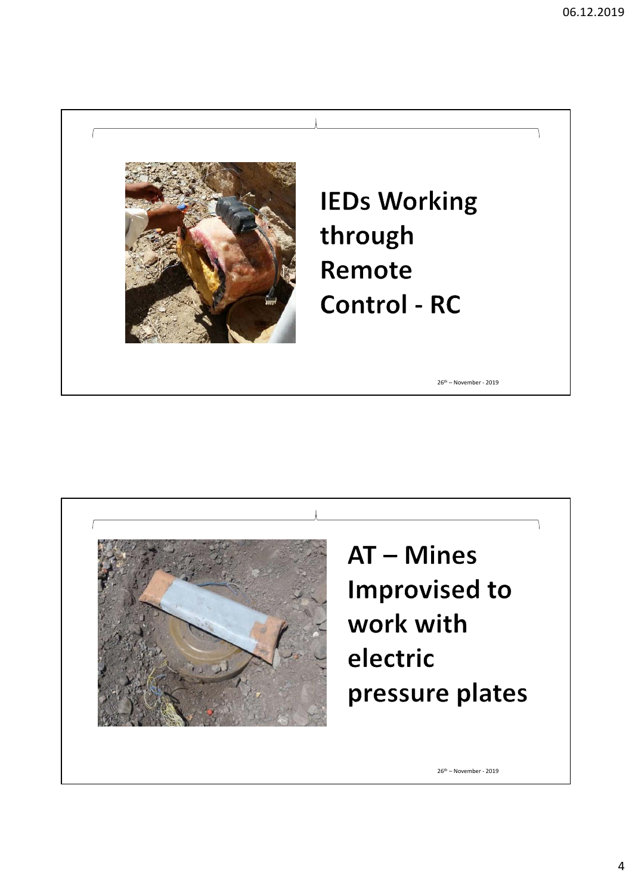## IEDs Working through Remote Control - RC

26th – November - 2019

## AT – Mines Improvised to work with electric pressure plates

26th – November - 2019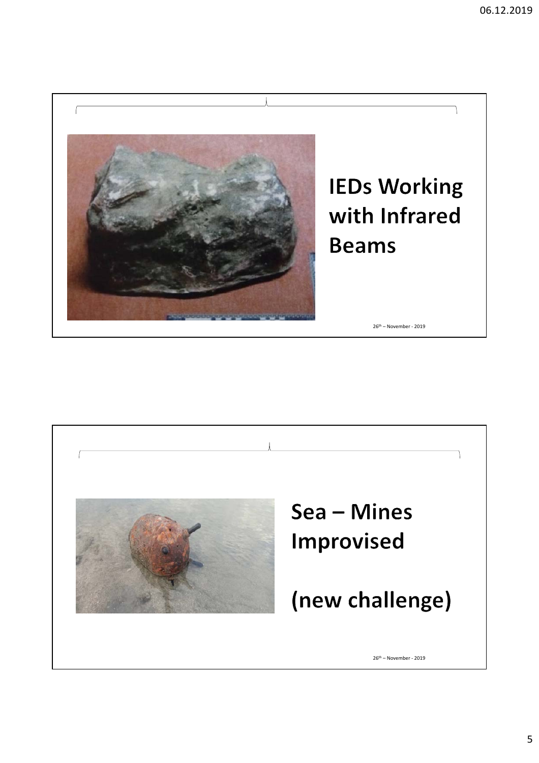## IEDs Working with Infrared Beams

26th – November - 2019

## Sea – Mines Improvised

## (new challenge)

26th – November - 2019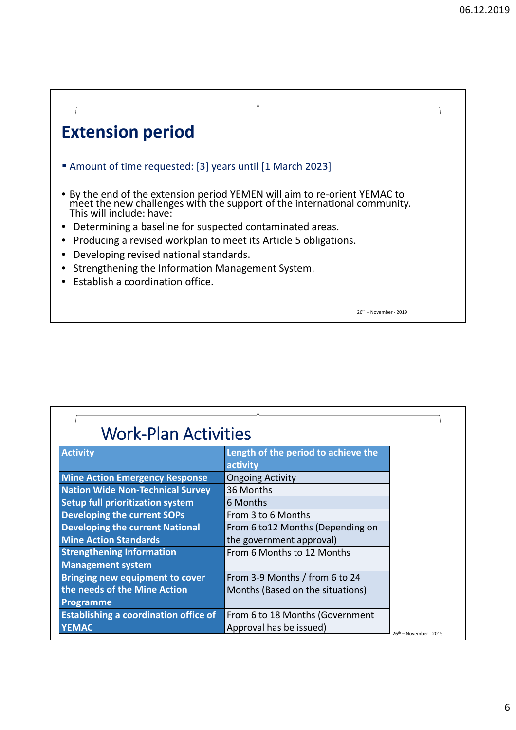## Extension period

- Amount of time requested: [3] years until [1 March 2023]

- By the end of the extension period YEMEN will aim to re-orient YEMAC to meet the new challenges with the support of the international community. This will include: have:
- Determining a baseline for suspected contaminated areas.
- Producing a revised workplan to meet its Article 5 obligations.
- Developing revised national standards.
- Strengthening the Information Management System.
- Establish a coordination office.

26th – November - 2019

## Work-Plan Activities

| Activity | Length of the period to achieve the activity |
|---|---|
| Mine Action Emergency Response | Ongoing Activity |
| Nation Wide Non-Technical Survey | 36 Months |
| Setup full prioritization system | 6 Months |
| Developing the current SOPs | From 3 to 6 Months |
| Developing the current National Mine Action Standards | From 6 to12 Months (Depending on the government approval) |
| Strengthening Information Management system | From 6 Months to 12 Months |
| Bringing new equipment to cover the needs of the Mine Action Programme | From 3-9 Months / from 6 to 24 Months (Based on the situations) |
| Establishing a coordination office of YEMAC | From 6 to 18 Months (Government Approval has be issued) |

26th – November - 2019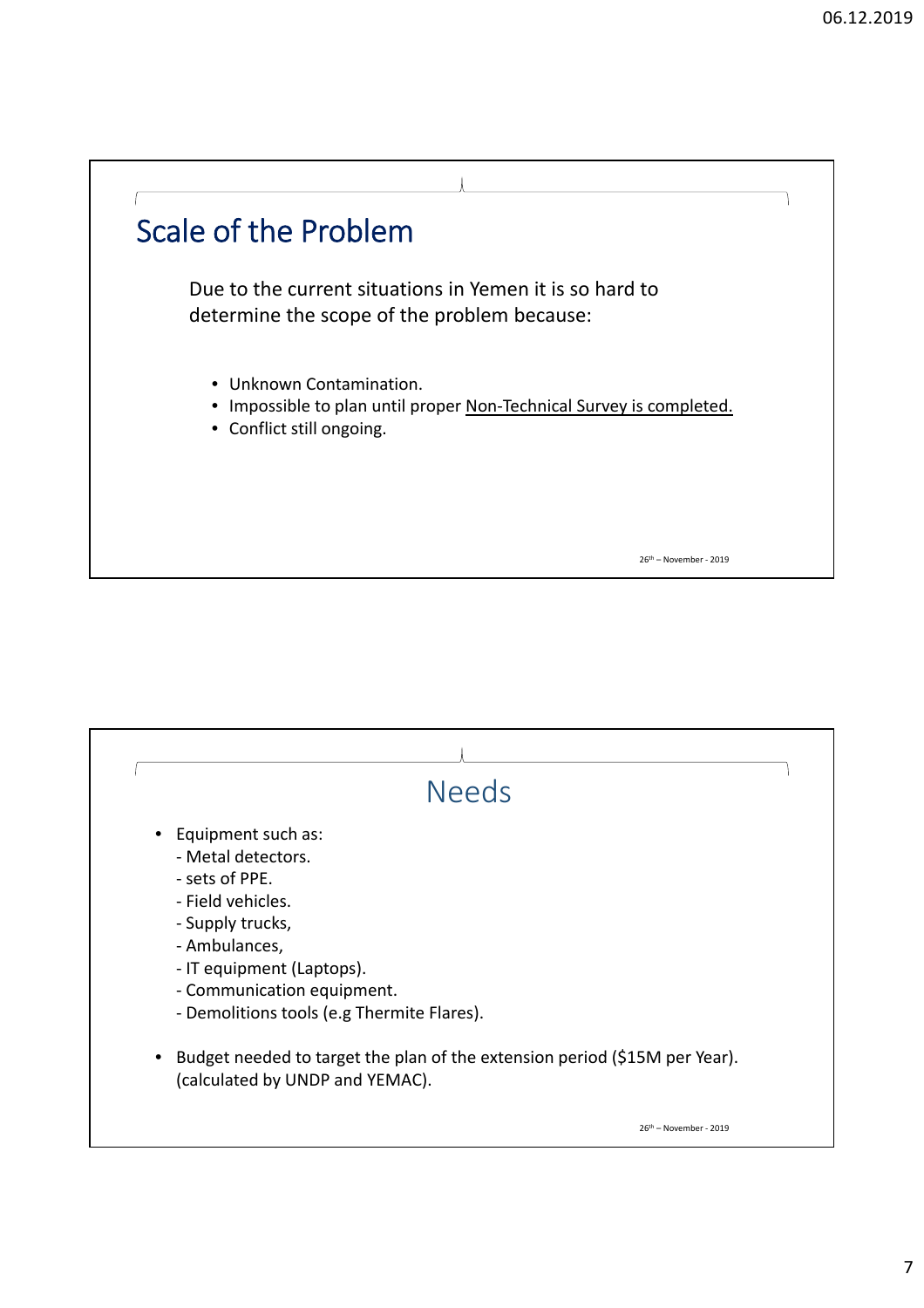## Scale of the Problem

Due to the current situations in Yemen it is so hard to determine the scope of the problem because:

- Unknown Contamination.
- Impossible to plan until proper <u>Non-Technical Survey is completed.</u>
- Conflict still ongoing.

26th – November - 2019

## Needs

- Equipment such as:
  - Metal detectors.
  - sets of PPE.
  - Field vehicles.
  - Supply trucks,
  - Ambulances,
  - IT equipment (Laptops).
  - Communication equipment.
  - Demolitions tools (e.g Thermite Flares).
- Budget needed to target the plan of the extension period ($15M per Year). (calculated by UNDP and YEMAC).

26th – November - 2019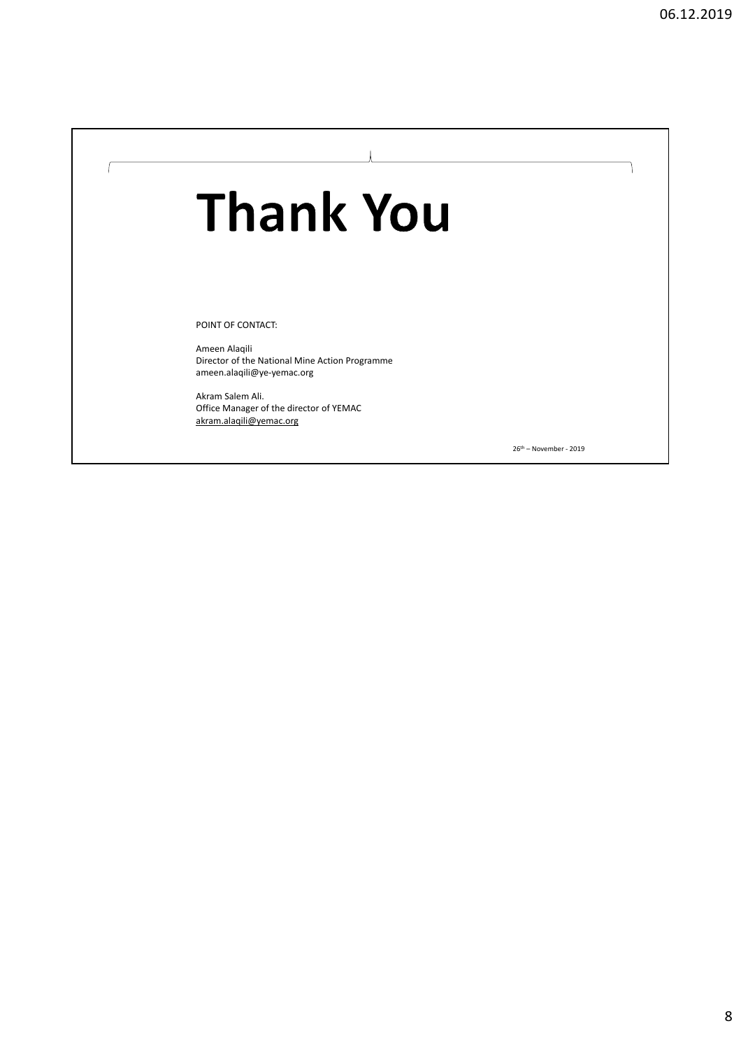# Thank You

POINT OF CONTACT:

Ameen Alaqili
Director of the National Mine Action Programme
ameen.alaqili@ye-yemac.org

Akram Salem Ali.
Office Manager of the director of YEMAC
akram.alaqili@yemac.org

26th – November - 2019